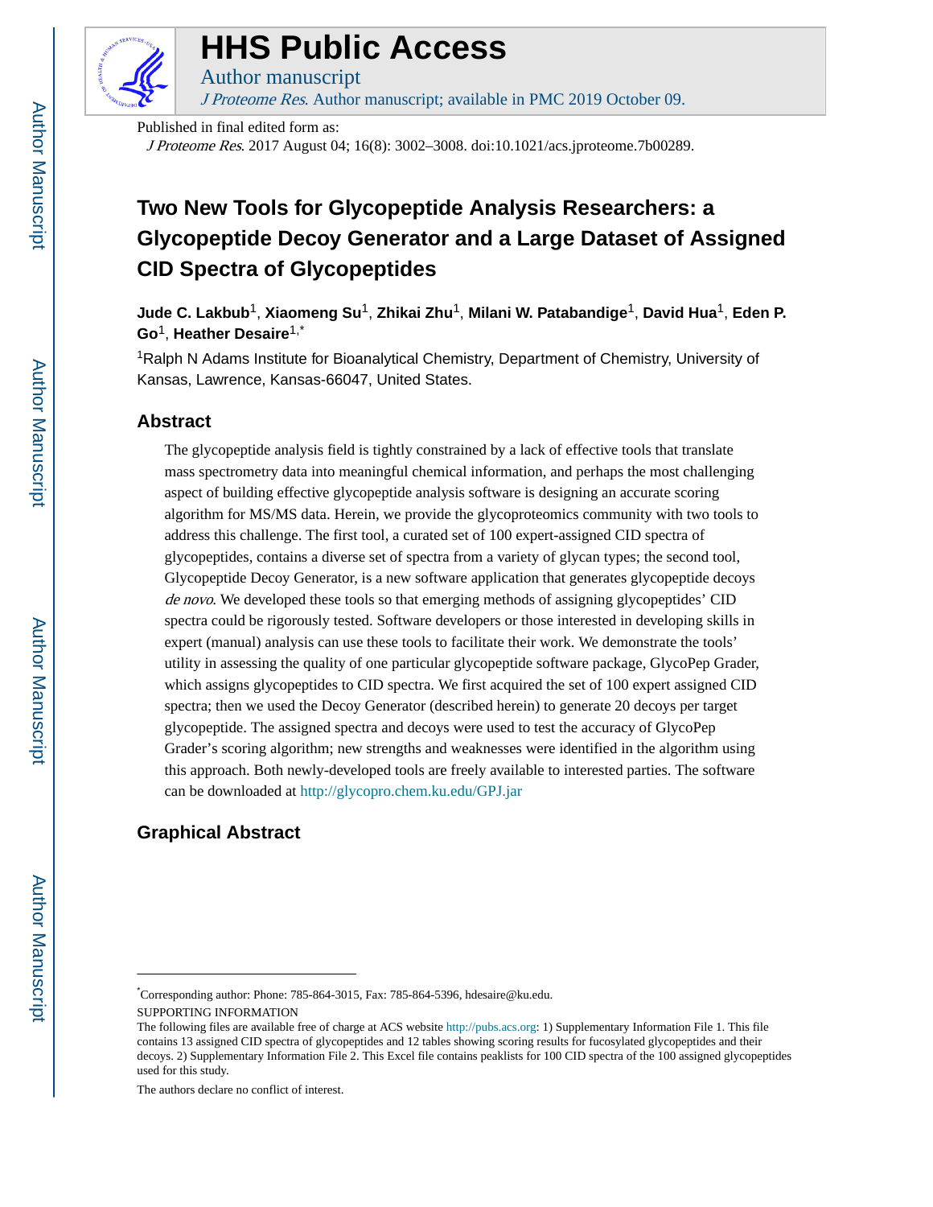# HHS Public Access

Author manuscript

*J Proteome Res*. Author manuscript; available in PMC 2019 October 09.

Published in final edited form as:

*J Proteome Res*. 2017 August 04; 16(8): 3002–3008. doi:10.1021/acs.jproteome.7b00289.

# Two New Tools for Glycopeptide Analysis Researchers: a Glycopeptide Decoy Generator and a Large Dataset of Assigned CID Spectra of Glycopeptides

**Jude C. Lakbub**[1], **Xiaomeng Su**[1], **Zhikai Zhu**[1], **Milani W. Patabandige**[1], **David Hua**[1], **Eden P. Go**[1], **Heather Desaire**[1,*]

[1]Ralph N Adams Institute for Bioanalytical Chemistry, Department of Chemistry, University of Kansas, Lawrence, Kansas-66047, United States.

## Abstract

The glycopeptide analysis field is tightly constrained by a lack of effective tools that translate mass spectrometry data into meaningful chemical information, and perhaps the most challenging aspect of building effective glycopeptide analysis software is designing an accurate scoring algorithm for MS/MS data. Herein, we provide the glycoproteomics community with two tools to address this challenge. The first tool, a curated set of 100 expert-assigned CID spectra of glycopeptides, contains a diverse set of spectra from a variety of glycan types; the second tool, Glycopeptide Decoy Generator, is a new software application that generates glycopeptide decoys *de novo*. We developed these tools so that emerging methods of assigning glycopeptides' CID spectra could be rigorously tested. Software developers or those interested in developing skills in expert (manual) analysis can use these tools to facilitate their work. We demonstrate the tools' utility in assessing the quality of one particular glycopeptide software package, GlycoPep Grader, which assigns glycopeptides to CID spectra. We first acquired the set of 100 expert assigned CID spectra; then we used the Decoy Generator (described herein) to generate 20 decoys per target glycopeptide. The assigned spectra and decoys were used to test the accuracy of GlycoPep Grader's scoring algorithm; new strengths and weaknesses were identified in the algorithm using this approach. Both newly-developed tools are freely available to interested parties. The software can be downloaded at http://glycopro.chem.ku.edu/GPJ.jar

## Graphical Abstract

---

[*]Corresponding author: Phone: 785-864-3015, Fax: 785-864-5396, hdesaire@ku.edu.

SUPPORTING INFORMATION

The following files are available free of charge at ACS website http://pubs.acs.org: 1) Supplementary Information File 1. This file contains 13 assigned CID spectra of glycopeptides and 12 tables showing scoring results for fucosylated glycopeptides and their decoys. 2) Supplementary Information File 2. This Excel file contains peaklists for 100 CID spectra of the 100 assigned glycopeptides used for this study.

The authors declare no conflict of interest.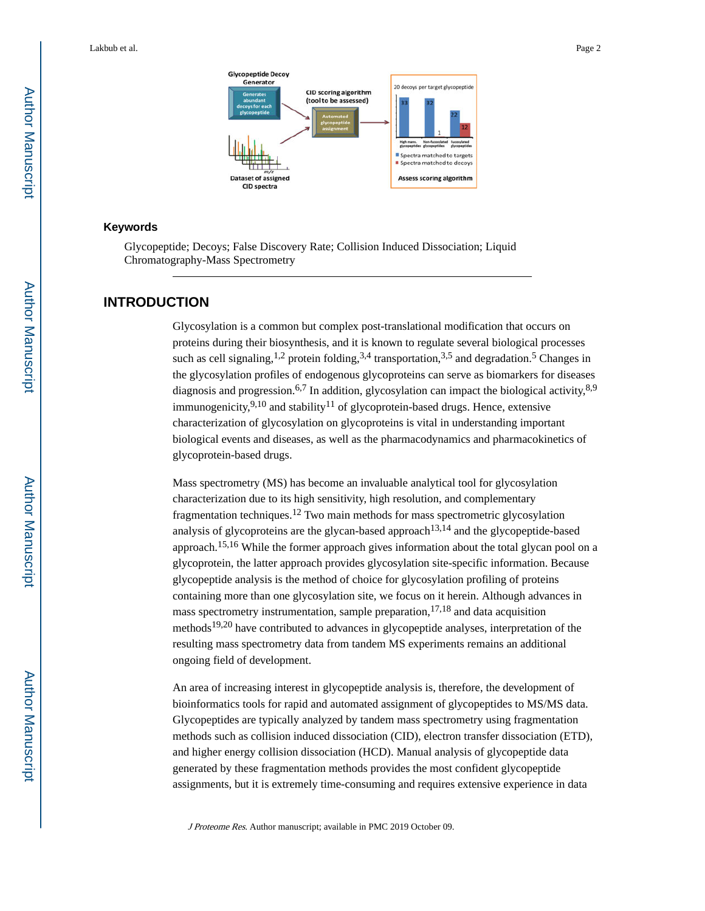## Keywords

Glycopeptide; Decoys; False Discovery Rate; Collision Induced Dissociation; Liquid Chromatography-Mass Spectrometry

## INTRODUCTION

Glycosylation is a common but complex post-translational modification that occurs on proteins during their biosynthesis, and it is known to regulate several biological processes such as cell signaling,[1,2] protein folding,[3,4] transportation,[3,5] and degradation.[5] Changes in the glycosylation profiles of endogenous glycoproteins can serve as biomarkers for diseases diagnosis and progression.[6,7] In addition, glycosylation can impact the biological activity,[8,9] immunogenicity,[9,10] and stability[11] of glycoprotein-based drugs. Hence, extensive characterization of glycosylation on glycoproteins is vital in understanding important biological events and diseases, as well as the pharmacodynamics and pharmacokinetics of glycoprotein-based drugs.

Mass spectrometry (MS) has become an invaluable analytical tool for glycosylation characterization due to its high sensitivity, high resolution, and complementary fragmentation techniques.[12] Two main methods for mass spectrometric glycosylation analysis of glycoproteins are the glycan-based approach[13,14] and the glycopeptide-based approach.[15,16] While the former approach gives information about the total glycan pool on a glycoprotein, the latter approach provides glycosylation site-specific information. Because glycopeptide analysis is the method of choice for glycosylation profiling of proteins containing more than one glycosylation site, we focus on it herein. Although advances in mass spectrometry instrumentation, sample preparation,[17,18] and data acquisition methods[19,20] have contributed to advances in glycopeptide analyses, interpretation of the resulting mass spectrometry data from tandem MS experiments remains an additional ongoing field of development.

An area of increasing interest in glycopeptide analysis is, therefore, the development of bioinformatics tools for rapid and automated assignment of glycopeptides to MS/MS data. Glycopeptides are typically analyzed by tandem mass spectrometry using fragmentation methods such as collision induced dissociation (CID), electron transfer dissociation (ETD), and higher energy collision dissociation (HCD). Manual analysis of glycopeptide data generated by these fragmentation methods provides the most confident glycopeptide assignments, but it is extremely time-consuming and requires extensive experience in data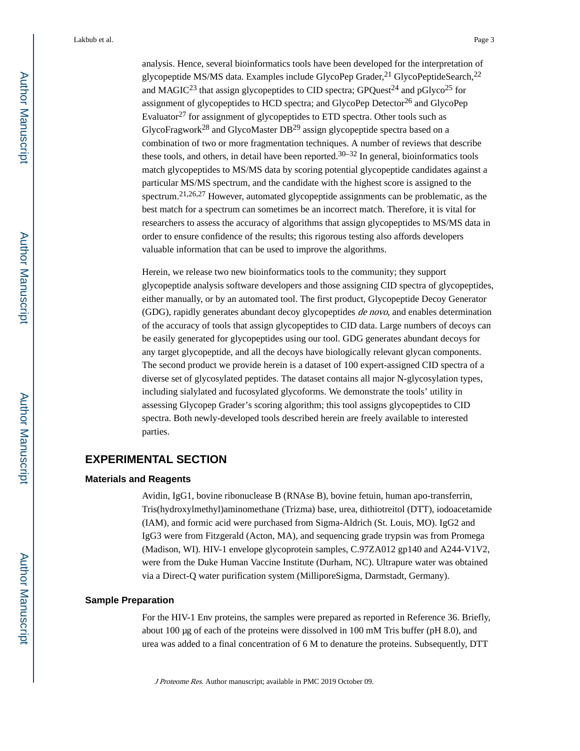analysis. Hence, several bioinformatics tools have been developed for the interpretation of glycopeptide MS/MS data. Examples include GlycoPep Grader,[21] GlycoPeptideSearch,[22] and MAGIC[23] that assign glycopeptides to CID spectra; GPQuest[24] and pGlyco[25] for assignment of glycopeptides to HCD spectra; and GlycoPep Detector[26] and GlycoPep Evaluator[27] for assignment of glycopeptides to ETD spectra. Other tools such as GlycoFragwork[28] and GlycoMaster DB[29] assign glycopeptide spectra based on a combination of two or more fragmentation techniques. A number of reviews that describe these tools, and others, in detail have been reported.[30–32] In general, bioinformatics tools match glycopeptides to MS/MS data by scoring potential glycopeptide candidates against a particular MS/MS spectrum, and the candidate with the highest score is assigned to the spectrum.[21,26,27] However, automated glycopeptide assignments can be problematic, as the best match for a spectrum can sometimes be an incorrect match. Therefore, it is vital for researchers to assess the accuracy of algorithms that assign glycopeptides to MS/MS data in order to ensure confidence of the results; this rigorous testing also affords developers valuable information that can be used to improve the algorithms.

Herein, we release two new bioinformatics tools to the community; they support glycopeptide analysis software developers and those assigning CID spectra of glycopeptides, either manually, or by an automated tool. The first product, Glycopeptide Decoy Generator (GDG), rapidly generates abundant decoy glycopeptides *de novo*, and enables determination of the accuracy of tools that assign glycopeptides to CID data. Large numbers of decoys can be easily generated for glycopeptides using our tool. GDG generates abundant decoys for any target glycopeptide, and all the decoys have biologically relevant glycan components. The second product we provide herein is a dataset of 100 expert-assigned CID spectra of a diverse set of glycosylated peptides. The dataset contains all major N-glycosylation types, including sialylated and fucosylated glycoforms. We demonstrate the tools' utility in assessing Glycopep Grader's scoring algorithm; this tool assigns glycopeptides to CID spectra. Both newly-developed tools described herein are freely available to interested parties.

## EXPERIMENTAL SECTION

### Materials and Reagents

Avidin, IgG1, bovine ribonuclease B (RNAse B), bovine fetuin, human apo-transferrin, Tris(hydroxylmethyl)aminomethane (Trizma) base, urea, dithiotreitol (DTT), iodoacetamide (IAM), and formic acid were purchased from Sigma-Aldrich (St. Louis, MO). IgG2 and IgG3 were from Fitzgerald (Acton, MA), and sequencing grade trypsin was from Promega (Madison, WI). HIV-1 envelope glycoprotein samples, C.97ZA012 gp140 and A244-V1V2, were from the Duke Human Vaccine Institute (Durham, NC). Ultrapure water was obtained via a Direct-Q water purification system (MilliporeSigma, Darmstadt, Germany).

### Sample Preparation

For the HIV-1 Env proteins, the samples were prepared as reported in Reference 36. Briefly, about 100 μg of each of the proteins were dissolved in 100 mM Tris buffer (pH 8.0), and urea was added to a final concentration of 6 M to denature the proteins. Subsequently, DTT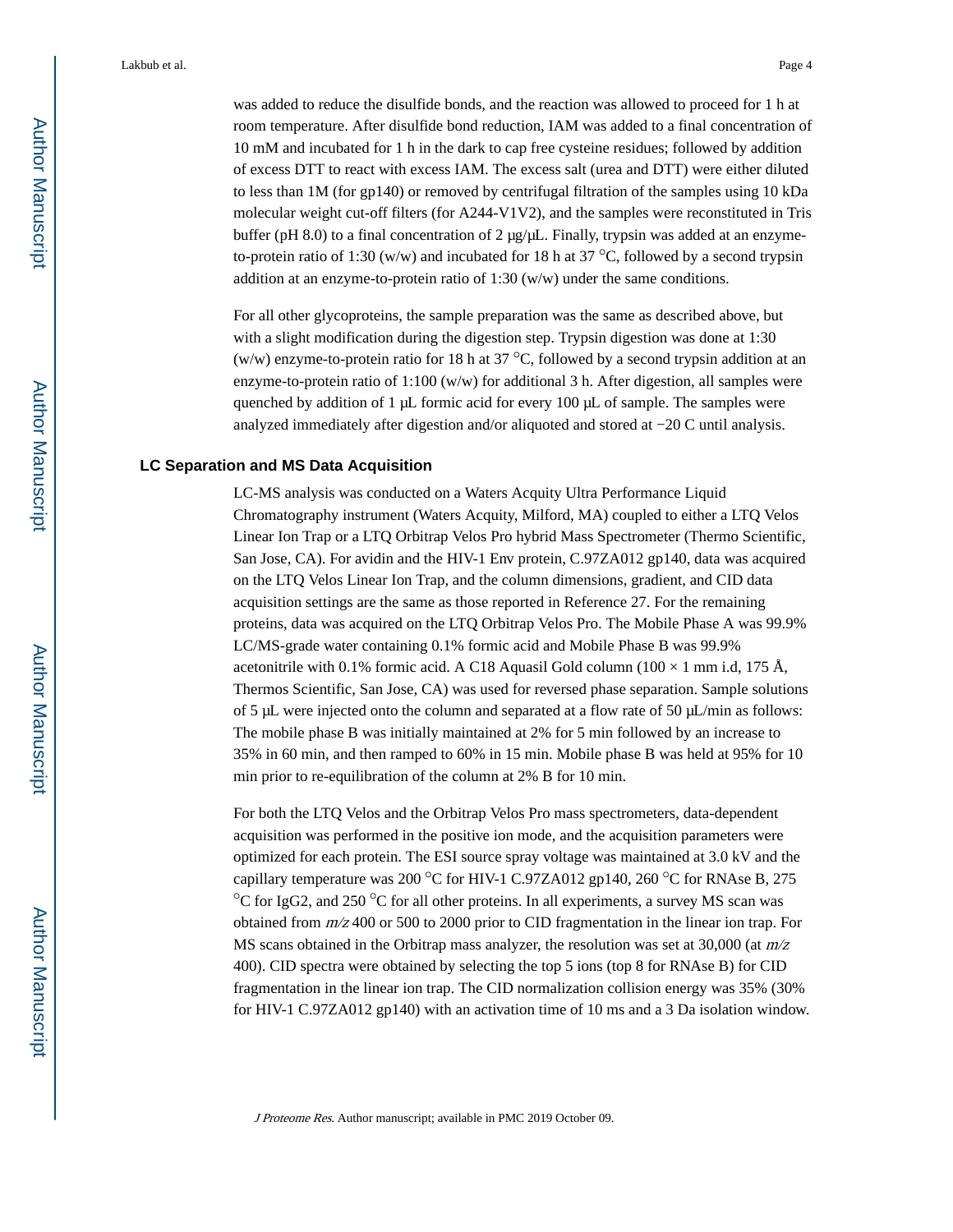was added to reduce the disulfide bonds, and the reaction was allowed to proceed for 1 h at room temperature. After disulfide bond reduction, IAM was added to a final concentration of 10 mM and incubated for 1 h in the dark to cap free cysteine residues; followed by addition of excess DTT to react with excess IAM. The excess salt (urea and DTT) were either diluted to less than 1M (for gp140) or removed by centrifugal filtration of the samples using 10 kDa molecular weight cut-off filters (for A244-V1V2), and the samples were reconstituted in Tris buffer (pH 8.0) to a final concentration of 2 μg/μL. Finally, trypsin was added at an enzyme-to-protein ratio of 1:30 (w/w) and incubated for 18 h at 37 °C, followed by a second trypsin addition at an enzyme-to-protein ratio of 1:30 (w/w) under the same conditions.

For all other glycoproteins, the sample preparation was the same as described above, but with a slight modification during the digestion step. Trypsin digestion was done at 1:30 (w/w) enzyme-to-protein ratio for 18 h at 37 °C, followed by a second trypsin addition at an enzyme-to-protein ratio of 1:100 (w/w) for additional 3 h. After digestion, all samples were quenched by addition of 1 μL formic acid for every 100 μL of sample. The samples were analyzed immediately after digestion and/or aliquoted and stored at −20 C until analysis.

### LC Separation and MS Data Acquisition

LC-MS analysis was conducted on a Waters Acquity Ultra Performance Liquid Chromatography instrument (Waters Acquity, Milford, MA) coupled to either a LTQ Velos Linear Ion Trap or a LTQ Orbitrap Velos Pro hybrid Mass Spectrometer (Thermo Scientific, San Jose, CA). For avidin and the HIV-1 Env protein, C.97ZA012 gp140, data was acquired on the LTQ Velos Linear Ion Trap, and the column dimensions, gradient, and CID data acquisition settings are the same as those reported in Reference 27. For the remaining proteins, data was acquired on the LTQ Orbitrap Velos Pro. The Mobile Phase A was 99.9% LC/MS-grade water containing 0.1% formic acid and Mobile Phase B was 99.9% acetonitrile with 0.1% formic acid. A C18 Aquasil Gold column (100 × 1 mm i.d, 175 Å, Thermos Scientific, San Jose, CA) was used for reversed phase separation. Sample solutions of 5 μL were injected onto the column and separated at a flow rate of 50 μL/min as follows: The mobile phase B was initially maintained at 2% for 5 min followed by an increase to 35% in 60 min, and then ramped to 60% in 15 min. Mobile phase B was held at 95% for 10 min prior to re-equilibration of the column at 2% B for 10 min.

For both the LTQ Velos and the Orbitrap Velos Pro mass spectrometers, data-dependent acquisition was performed in the positive ion mode, and the acquisition parameters were optimized for each protein. The ESI source spray voltage was maintained at 3.0 kV and the capillary temperature was 200 °C for HIV-1 C.97ZA012 gp140, 260 °C for RNAse B, 275 °C for IgG2, and 250 °C for all other proteins. In all experiments, a survey MS scan was obtained from *m/z* 400 or 500 to 2000 prior to CID fragmentation in the linear ion trap. For MS scans obtained in the Orbitrap mass analyzer, the resolution was set at 30,000 (at *m/z* 400). CID spectra were obtained by selecting the top 5 ions (top 8 for RNAse B) for CID fragmentation in the linear ion trap. The CID normalization collision energy was 35% (30% for HIV-1 C.97ZA012 gp140) with an activation time of 10 ms and a 3 Da isolation window.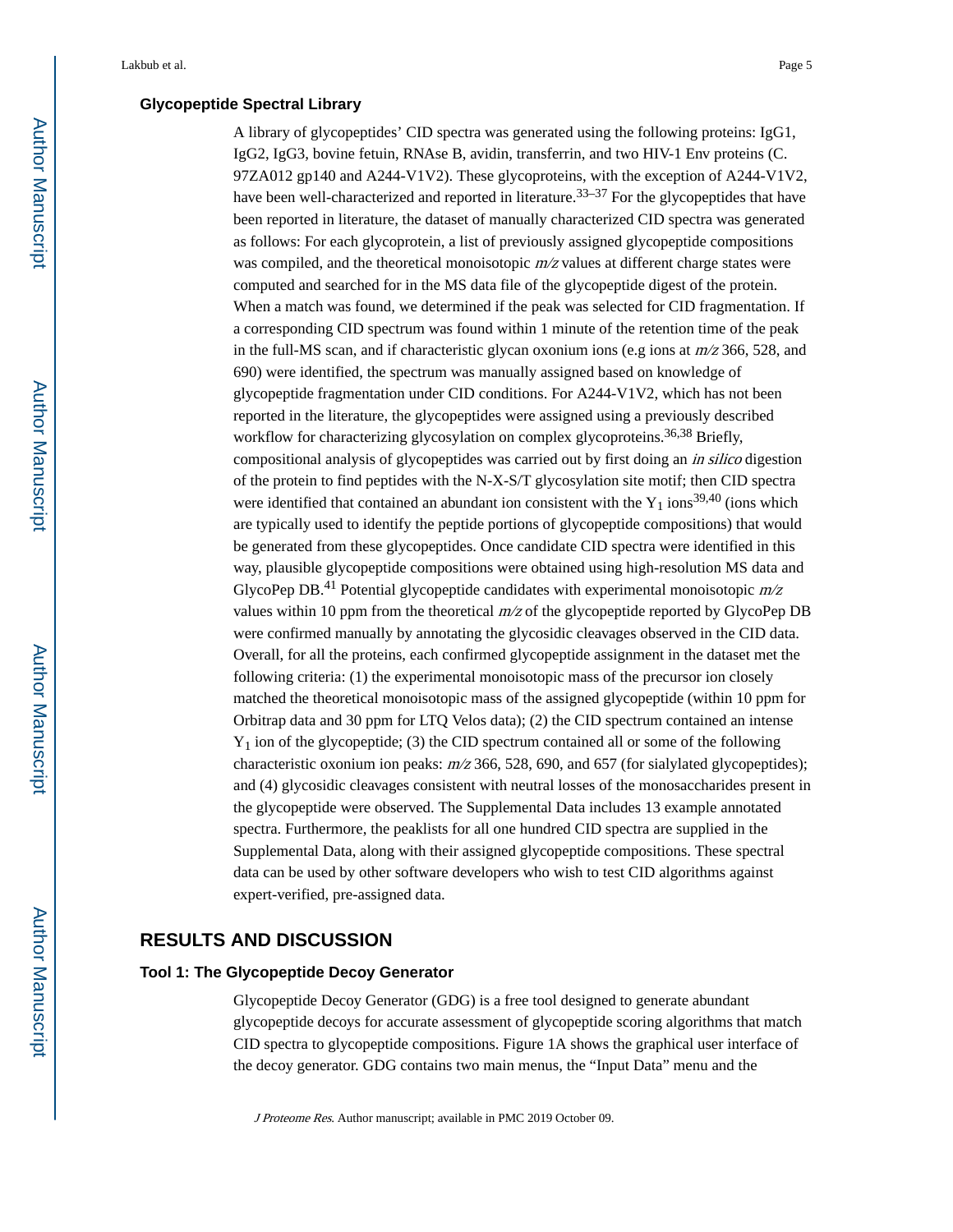### Glycopeptide Spectral Library

A library of glycopeptides' CID spectra was generated using the following proteins: IgG1, IgG2, IgG3, bovine fetuin, RNAse B, avidin, transferrin, and two HIV-1 Env proteins (C. 97ZA012 gp140 and A244-V1V2). These glycoproteins, with the exception of A244-V1V2, have been well-characterized and reported in literature.[33–37] For the glycopeptides that have been reported in literature, the dataset of manually characterized CID spectra was generated as follows: For each glycoprotein, a list of previously assigned glycopeptide compositions was compiled, and the theoretical monoisotopic *m/z* values at different charge states were computed and searched for in the MS data file of the glycopeptide digest of the protein. When a match was found, we determined if the peak was selected for CID fragmentation. If a corresponding CID spectrum was found within 1 minute of the retention time of the peak in the full-MS scan, and if characteristic glycan oxonium ions (e.g ions at *m/z* 366, 528, and 690) were identified, the spectrum was manually assigned based on knowledge of glycopeptide fragmentation under CID conditions. For A244-V1V2, which has not been reported in the literature, the glycopeptides were assigned using a previously described workflow for characterizing glycosylation on complex glycoproteins.[36,38] Briefly, compositional analysis of glycopeptides was carried out by first doing an *in silico* digestion of the protein to find peptides with the N-X-S/T glycosylation site motif; then CID spectra were identified that contained an abundant ion consistent with the $Y_1$ ions[39,40] (ions which are typically used to identify the peptide portions of glycopeptide compositions) that would be generated from these glycopeptides. Once candidate CID spectra were identified in this way, plausible glycopeptide compositions were obtained using high-resolution MS data and GlycoPep DB.[41] Potential glycopeptide candidates with experimental monoisotopic *m/z* values within 10 ppm from the theoretical *m/z* of the glycopeptide reported by GlycoPep DB were confirmed manually by annotating the glycosidic cleavages observed in the CID data. Overall, for all the proteins, each confirmed glycopeptide assignment in the dataset met the following criteria: (1) the experimental monoisotopic mass of the precursor ion closely matched the theoretical monoisotopic mass of the assigned glycopeptide (within 10 ppm for Orbitrap data and 30 ppm for LTQ Velos data); (2) the CID spectrum contained an intense $Y_1$ ion of the glycopeptide; (3) the CID spectrum contained all or some of the following characteristic oxonium ion peaks: *m/z* 366, 528, 690, and 657 (for sialylated glycopeptides); and (4) glycosidic cleavages consistent with neutral losses of the monosaccharides present in the glycopeptide were observed. The Supplemental Data includes 13 example annotated spectra. Furthermore, the peaklists for all one hundred CID spectra are supplied in the Supplemental Data, along with their assigned glycopeptide compositions. These spectral data can be used by other software developers who wish to test CID algorithms against expert-verified, pre-assigned data.

## RESULTS AND DISCUSSION

### Tool 1: The Glycopeptide Decoy Generator

Glycopeptide Decoy Generator (GDG) is a free tool designed to generate abundant glycopeptide decoys for accurate assessment of glycopeptide scoring algorithms that match CID spectra to glycopeptide compositions. Figure 1A shows the graphical user interface of the decoy generator. GDG contains two main menus, the "Input Data" menu and the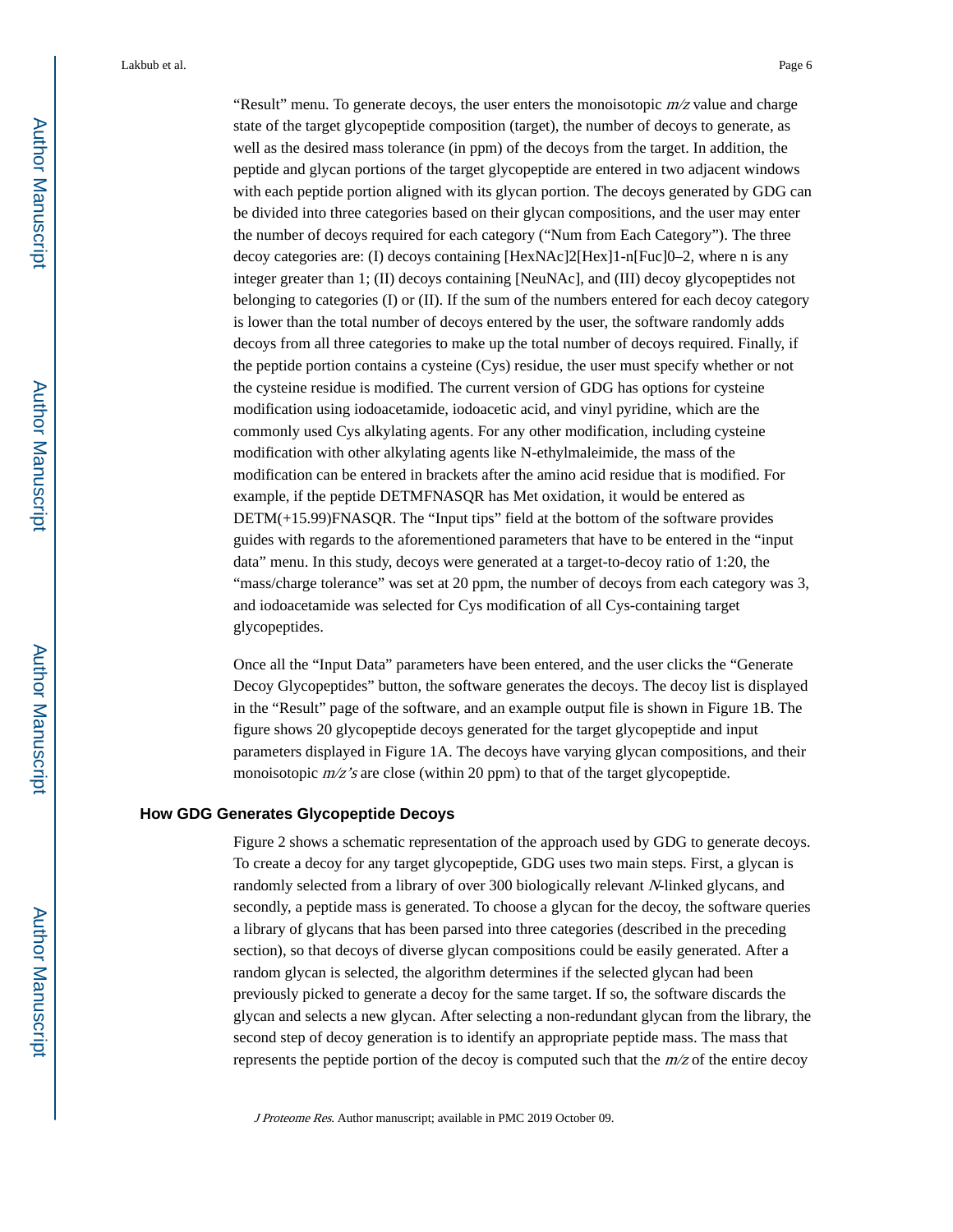"Result" menu. To generate decoys, the user enters the monoisotopic *m/z* value and charge state of the target glycopeptide composition (target), the number of decoys to generate, as well as the desired mass tolerance (in ppm) of the decoys from the target. In addition, the peptide and glycan portions of the target glycopeptide are entered in two adjacent windows with each peptide portion aligned with its glycan portion. The decoys generated by GDG can be divided into three categories based on their glycan compositions, and the user may enter the number of decoys required for each category ("Num from Each Category"). The three decoy categories are: (I) decoys containing [HexNAc]2[Hex]1-n[Fuc]0–2, where n is any integer greater than 1; (II) decoys containing [NeuNAc], and (III) decoy glycopeptides not belonging to categories (I) or (II). If the sum of the numbers entered for each decoy category is lower than the total number of decoys entered by the user, the software randomly adds decoys from all three categories to make up the total number of decoys required. Finally, if the peptide portion contains a cysteine (Cys) residue, the user must specify whether or not the cysteine residue is modified. The current version of GDG has options for cysteine modification using iodoacetamide, iodoacetic acid, and vinyl pyridine, which are the commonly used Cys alkylating agents. For any other modification, including cysteine modification with other alkylating agents like N-ethylmaleimide, the mass of the modification can be entered in brackets after the amino acid residue that is modified. For example, if the peptide DETMFNASQR has Met oxidation, it would be entered as DETM(+15.99)FNASQR. The "Input tips" field at the bottom of the software provides guides with regards to the aforementioned parameters that have to be entered in the "input data" menu. In this study, decoys were generated at a target-to-decoy ratio of 1:20, the "mass/charge tolerance" was set at 20 ppm, the number of decoys from each category was 3, and iodoacetamide was selected for Cys modification of all Cys-containing target glycopeptides.

Once all the "Input Data" parameters have been entered, and the user clicks the "Generate Decoy Glycopeptides" button, the software generates the decoys. The decoy list is displayed in the "Result" page of the software, and an example output file is shown in Figure 1B. The figure shows 20 glycopeptide decoys generated for the target glycopeptide and input parameters displayed in Figure 1A. The decoys have varying glycan compositions, and their monoisotopic *m/z's* are close (within 20 ppm) to that of the target glycopeptide.

### How GDG Generates Glycopeptide Decoys

Figure 2 shows a schematic representation of the approach used by GDG to generate decoys. To create a decoy for any target glycopeptide, GDG uses two main steps. First, a glycan is randomly selected from a library of over 300 biologically relevant *N*-linked glycans, and secondly, a peptide mass is generated. To choose a glycan for the decoy, the software queries a library of glycans that has been parsed into three categories (described in the preceding section), so that decoys of diverse glycan compositions could be easily generated. After a random glycan is selected, the algorithm determines if the selected glycan had been previously picked to generate a decoy for the same target. If so, the software discards the glycan and selects a new glycan. After selecting a non-redundant glycan from the library, the second step of decoy generation is to identify an appropriate peptide mass. The mass that represents the peptide portion of the decoy is computed such that the *m/z* of the entire decoy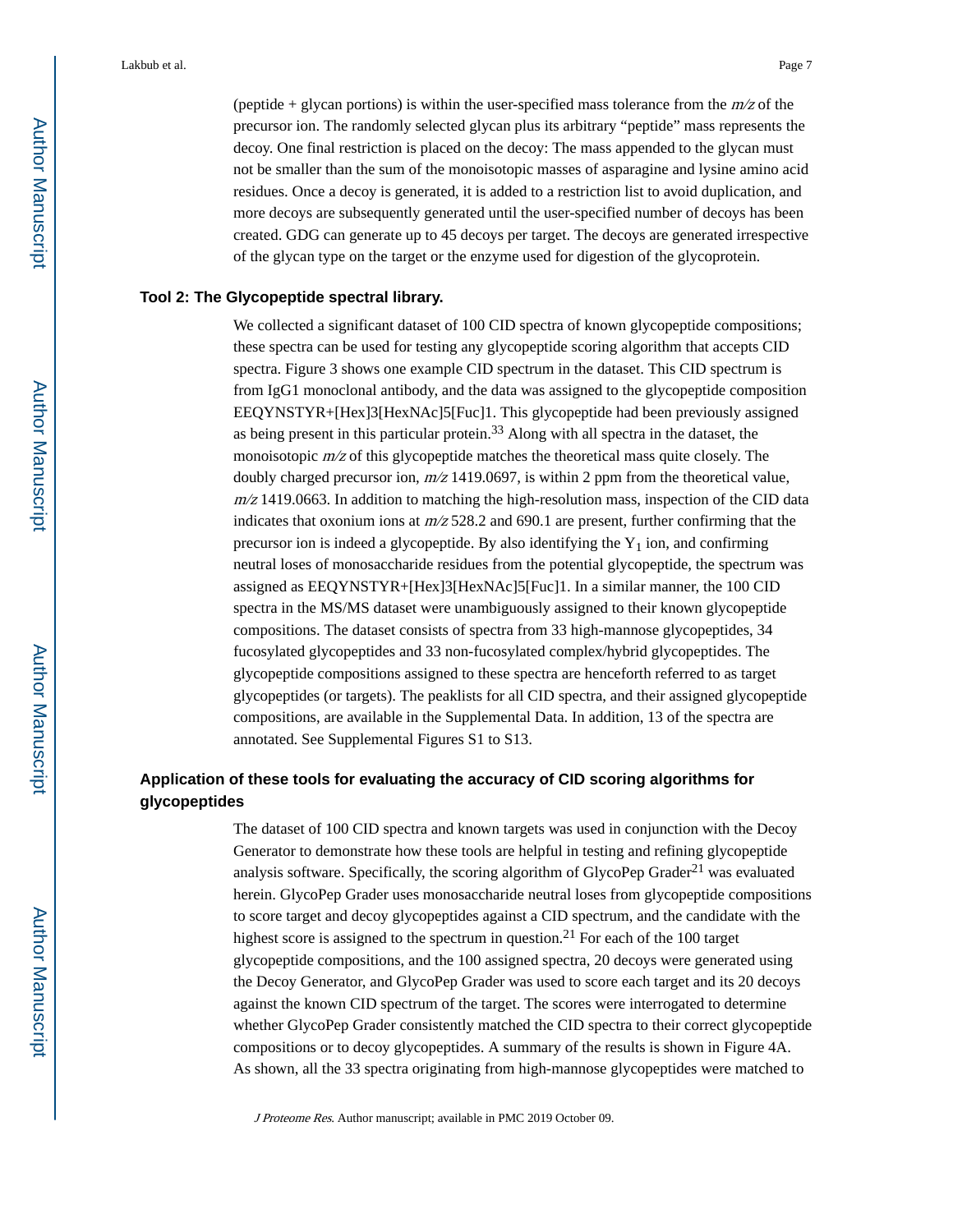(peptide + glycan portions) is within the user-specified mass tolerance from the *m/z* of the precursor ion. The randomly selected glycan plus its arbitrary "peptide" mass represents the decoy. One final restriction is placed on the decoy: The mass appended to the glycan must not be smaller than the sum of the monoisotopic masses of asparagine and lysine amino acid residues. Once a decoy is generated, it is added to a restriction list to avoid duplication, and more decoys are subsequently generated until the user-specified number of decoys has been created. GDG can generate up to 45 decoys per target. The decoys are generated irrespective of the glycan type on the target or the enzyme used for digestion of the glycoprotein.

### Tool 2: The Glycopeptide spectral library.

We collected a significant dataset of 100 CID spectra of known glycopeptide compositions; these spectra can be used for testing any glycopeptide scoring algorithm that accepts CID spectra. Figure 3 shows one example CID spectrum in the dataset. This CID spectrum is from IgG1 monoclonal antibody, and the data was assigned to the glycopeptide composition EEQYNSTYR+[Hex]3[HexNAc]5[Fuc]1. This glycopeptide had been previously assigned as being present in this particular protein.[33] Along with all spectra in the dataset, the monoisotopic *m/z* of this glycopeptide matches the theoretical mass quite closely. The doubly charged precursor ion, *m/z* 1419.0697, is within 2 ppm from the theoretical value, *m/z* 1419.0663. In addition to matching the high-resolution mass, inspection of the CID data indicates that oxonium ions at *m/z* 528.2 and 690.1 are present, further confirming that the precursor ion is indeed a glycopeptide. By also identifying the $Y_1$ ion, and confirming neutral loses of monosaccharide residues from the potential glycopeptide, the spectrum was assigned as EEQYNSTYR+[Hex]3[HexNAc]5[Fuc]1. In a similar manner, the 100 CID spectra in the MS/MS dataset were unambiguously assigned to their known glycopeptide compositions. The dataset consists of spectra from 33 high-mannose glycopeptides, 34 fucosylated glycopeptides and 33 non-fucosylated complex/hybrid glycopeptides. The glycopeptide compositions assigned to these spectra are henceforth referred to as target glycopeptides (or targets). The peaklists for all CID spectra, and their assigned glycopeptide compositions, are available in the Supplemental Data. In addition, 13 of the spectra are annotated. See Supplemental Figures S1 to S13.

## Application of these tools for evaluating the accuracy of CID scoring algorithms for glycopeptides

The dataset of 100 CID spectra and known targets was used in conjunction with the Decoy Generator to demonstrate how these tools are helpful in testing and refining glycopeptide analysis software. Specifically, the scoring algorithm of GlycoPep Grader[21] was evaluated herein. GlycoPep Grader uses monosaccharide neutral loses from glycopeptide compositions to score target and decoy glycopeptides against a CID spectrum, and the candidate with the highest score is assigned to the spectrum in question.[21] For each of the 100 target glycopeptide compositions, and the 100 assigned spectra, 20 decoys were generated using the Decoy Generator, and GlycoPep Grader was used to score each target and its 20 decoys against the known CID spectrum of the target. The scores were interrogated to determine whether GlycoPep Grader consistently matched the CID spectra to their correct glycopeptide compositions or to decoy glycopeptides. A summary of the results is shown in Figure 4A. As shown, all the 33 spectra originating from high-mannose glycopeptides were matched to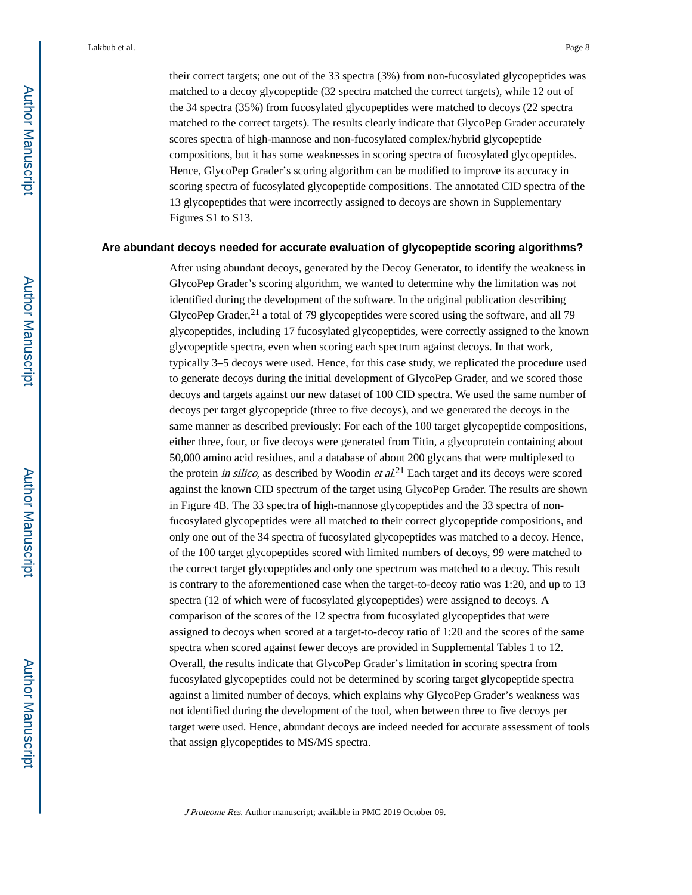their correct targets; one out of the 33 spectra (3%) from non-fucosylated glycopeptides was matched to a decoy glycopeptide (32 spectra matched the correct targets), while 12 out of the 34 spectra (35%) from fucosylated glycopeptides were matched to decoys (22 spectra matched to the correct targets). The results clearly indicate that GlycoPep Grader accurately scores spectra of high-mannose and non-fucosylated complex/hybrid glycopeptide compositions, but it has some weaknesses in scoring spectra of fucosylated glycopeptides. Hence, GlycoPep Grader's scoring algorithm can be modified to improve its accuracy in scoring spectra of fucosylated glycopeptide compositions. The annotated CID spectra of the 13 glycopeptides that were incorrectly assigned to decoys are shown in Supplementary Figures S1 to S13.

### Are abundant decoys needed for accurate evaluation of glycopeptide scoring algorithms?

After using abundant decoys, generated by the Decoy Generator, to identify the weakness in GlycoPep Grader's scoring algorithm, we wanted to determine why the limitation was not identified during the development of the software. In the original publication describing GlycoPep Grader,[21] a total of 79 glycopeptides were scored using the software, and all 79 glycopeptides, including 17 fucosylated glycopeptides, were correctly assigned to the known glycopeptide spectra, even when scoring each spectrum against decoys. In that work, typically 3–5 decoys were used. Hence, for this case study, we replicated the procedure used to generate decoys during the initial development of GlycoPep Grader, and we scored those decoys and targets against our new dataset of 100 CID spectra. We used the same number of decoys per target glycopeptide (three to five decoys), and we generated the decoys in the same manner as described previously: For each of the 100 target glycopeptide compositions, either three, four, or five decoys were generated from Titin, a glycoprotein containing about 50,000 amino acid residues, and a database of about 200 glycans that were multiplexed to the protein *in silico,* as described by Woodin *et al.*[21] Each target and its decoys were scored against the known CID spectrum of the target using GlycoPep Grader. The results are shown in Figure 4B. The 33 spectra of high-mannose glycopeptides and the 33 spectra of non-fucosylated glycopeptides were all matched to their correct glycopeptide compositions, and only one out of the 34 spectra of fucosylated glycopeptides was matched to a decoy. Hence, of the 100 target glycopeptides scored with limited numbers of decoys, 99 were matched to the correct target glycopeptides and only one spectrum was matched to a decoy. This result is contrary to the aforementioned case when the target-to-decoy ratio was 1:20, and up to 13 spectra (12 of which were of fucosylated glycopeptides) were assigned to decoys. A comparison of the scores of the 12 spectra from fucosylated glycopeptides that were assigned to decoys when scored at a target-to-decoy ratio of 1:20 and the scores of the same spectra when scored against fewer decoys are provided in Supplemental Tables 1 to 12. Overall, the results indicate that GlycoPep Grader's limitation in scoring spectra from fucosylated glycopeptides could not be determined by scoring target glycopeptide spectra against a limited number of decoys, which explains why GlycoPep Grader's weakness was not identified during the development of the tool, when between three to five decoys per target were used. Hence, abundant decoys are indeed needed for accurate assessment of tools that assign glycopeptides to MS/MS spectra.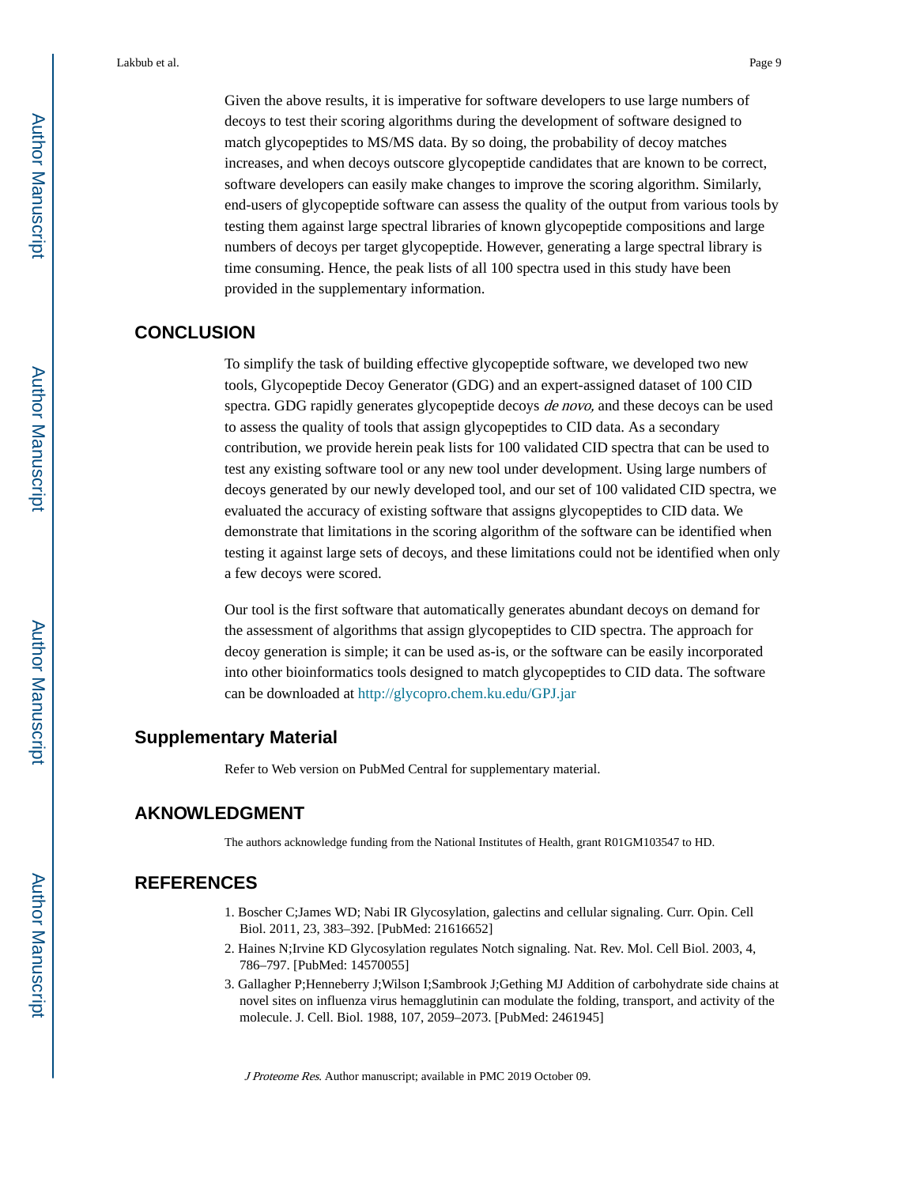Given the above results, it is imperative for software developers to use large numbers of decoys to test their scoring algorithms during the development of software designed to match glycopeptides to MS/MS data. By so doing, the probability of decoy matches increases, and when decoys outscore glycopeptide candidates that are known to be correct, software developers can easily make changes to improve the scoring algorithm. Similarly, end-users of glycopeptide software can assess the quality of the output from various tools by testing them against large spectral libraries of known glycopeptide compositions and large numbers of decoys per target glycopeptide. However, generating a large spectral library is time consuming. Hence, the peak lists of all 100 spectra used in this study have been provided in the supplementary information.

## CONCLUSION

To simplify the task of building effective glycopeptide software, we developed two new tools, Glycopeptide Decoy Generator (GDG) and an expert-assigned dataset of 100 CID spectra. GDG rapidly generates glycopeptide decoys *de novo,* and these decoys can be used to assess the quality of tools that assign glycopeptides to CID data. As a secondary contribution, we provide herein peak lists for 100 validated CID spectra that can be used to test any existing software tool or any new tool under development. Using large numbers of decoys generated by our newly developed tool, and our set of 100 validated CID spectra, we evaluated the accuracy of existing software that assigns glycopeptides to CID data. We demonstrate that limitations in the scoring algorithm of the software can be identified when testing it against large sets of decoys, and these limitations could not be identified when only a few decoys were scored.

Our tool is the first software that automatically generates abundant decoys on demand for the assessment of algorithms that assign glycopeptides to CID spectra. The approach for decoy generation is simple; it can be used as-is, or the software can be easily incorporated into other bioinformatics tools designed to match glycopeptides to CID data. The software can be downloaded at http://glycopro.chem.ku.edu/GPJ.jar

## Supplementary Material

Refer to Web version on PubMed Central for supplementary material.

## AKNOWLEDGMENT

The authors acknowledge funding from the National Institutes of Health, grant R01GM103547 to HD.

## REFERENCES

1. Boscher C;James WD; Nabi IR Glycosylation, galectins and cellular signaling. Curr. Opin. Cell Biol. 2011, 23, 383–392. [PubMed: 21616652]
2. Haines N;Irvine KD Glycosylation regulates Notch signaling. Nat. Rev. Mol. Cell Biol. 2003, 4, 786–797. [PubMed: 14570055]
3. Gallagher P;Henneberry J;Wilson I;Sambrook J;Gething MJ Addition of carbohydrate side chains at novel sites on influenza virus hemagglutinin can modulate the folding, transport, and activity of the molecule. J. Cell. Biol. 1988, 107, 2059–2073. [PubMed: 2461945]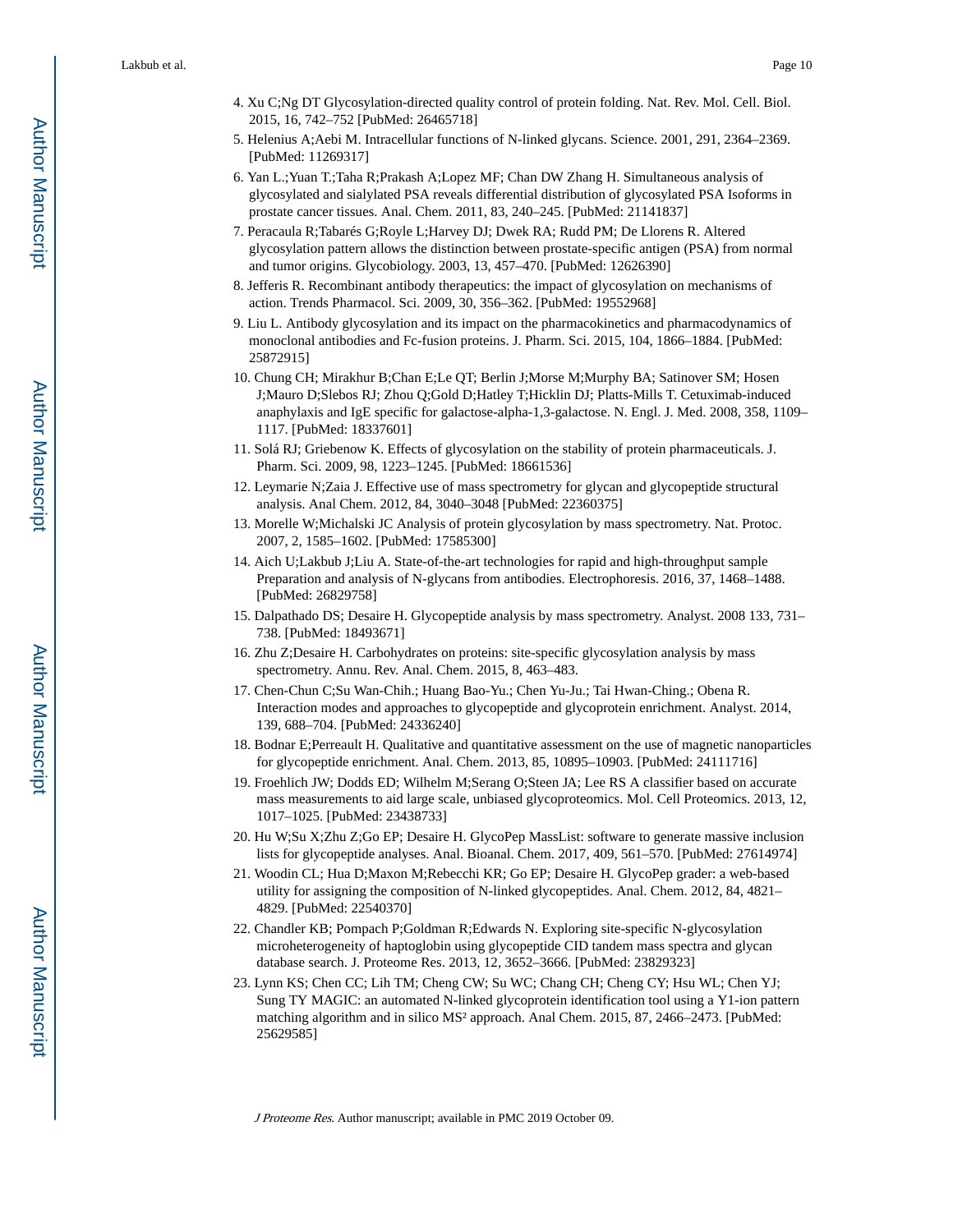4. Xu C;Ng DT Glycosylation-directed quality control of protein folding. Nat. Rev. Mol. Cell. Biol. 2015, 16, 742–752 [PubMed: 26465718]
5. Helenius A;Aebi M. Intracellular functions of N-linked glycans. Science. 2001, 291, 2364–2369. [PubMed: 11269317]
6. Yan L.;Yuan T.;Taha R;Prakash A;Lopez MF; Chan DW Zhang H. Simultaneous analysis of glycosylated and sialylated PSA reveals differential distribution of glycosylated PSA Isoforms in prostate cancer tissues. Anal. Chem. 2011, 83, 240–245. [PubMed: 21141837]
7. Peracaula R;Tabarés G;Royle L;Harvey DJ; Dwek RA; Rudd PM; De Llorens R. Altered glycosylation pattern allows the distinction between prostate-specific antigen (PSA) from normal and tumor origins. Glycobiology. 2003, 13, 457–470. [PubMed: 12626390]
8. Jefferis R. Recombinant antibody therapeutics: the impact of glycosylation on mechanisms of action. Trends Pharmacol. Sci. 2009, 30, 356–362. [PubMed: 19552968]
9. Liu L. Antibody glycosylation and its impact on the pharmacokinetics and pharmacodynamics of monoclonal antibodies and Fc-fusion proteins. J. Pharm. Sci. 2015, 104, 1866–1884. [PubMed: 25872915]
10. Chung CH; Mirakhur B;Chan E;Le QT; Berlin J;Morse M;Murphy BA; Satinover SM; Hosen J;Mauro D;Slebos RJ; Zhou Q;Gold D;Hatley T;Hicklin DJ; Platts-Mills T. Cetuximab-induced anaphylaxis and IgE specific for galactose-alpha-1,3-galactose. N. Engl. J. Med. 2008, 358, 1109–1117. [PubMed: 18337601]
11. Solá RJ; Griebenow K. Effects of glycosylation on the stability of protein pharmaceuticals. J. Pharm. Sci. 2009, 98, 1223–1245. [PubMed: 18661536]
12. Leymarie N;Zaia J. Effective use of mass spectrometry for glycan and glycopeptide structural analysis. Anal Chem. 2012, 84, 3040–3048 [PubMed: 22360375]
13. Morelle W;Michalski JC Analysis of protein glycosylation by mass spectrometry. Nat. Protoc. 2007, 2, 1585–1602. [PubMed: 17585300]
14. Aich U;Lakbub J;Liu A. State-of-the-art technologies for rapid and high-throughput sample Preparation and analysis of N-glycans from antibodies. Electrophoresis. 2016, 37, 1468–1488. [PubMed: 26829758]
15. Dalpathado DS; Desaire H. Glycopeptide analysis by mass spectrometry. Analyst. 2008 133, 731–738. [PubMed: 18493671]
16. Zhu Z;Desaire H. Carbohydrates on proteins: site-specific glycosylation analysis by mass spectrometry. Annu. Rev. Anal. Chem. 2015, 8, 463–483.
17. Chen-Chun C;Su Wan-Chih.; Huang Bao-Yu.; Chen Yu-Ju.; Tai Hwan-Ching.; Obena R. Interaction modes and approaches to glycopeptide and glycoprotein enrichment. Analyst. 2014, 139, 688–704. [PubMed: 24336240]
18. Bodnar E;Perreault H. Qualitative and quantitative assessment on the use of magnetic nanoparticles for glycopeptide enrichment. Anal. Chem. 2013, 85, 10895–10903. [PubMed: 24111716]
19. Froehlich JW; Dodds ED; Wilhelm M;Serang O;Steen JA; Lee RS A classifier based on accurate mass measurements to aid large scale, unbiased glycoproteomics. Mol. Cell Proteomics. 2013, 12, 1017–1025. [PubMed: 23438733]
20. Hu W;Su X;Zhu Z;Go EP; Desaire H. GlycoPep MassList: software to generate massive inclusion lists for glycopeptide analyses. Anal. Bioanal. Chem. 2017, 409, 561–570. [PubMed: 27614974]
21. Woodin CL; Hua D;Maxon M;Rebecchi KR; Go EP; Desaire H. GlycoPep grader: a web-based utility for assigning the composition of N-linked glycopeptides. Anal. Chem. 2012, 84, 4821–4829. [PubMed: 22540370]
22. Chandler KB; Pompach P;Goldman R;Edwards N. Exploring site-specific N-glycosylation microheterogeneity of haptoglobin using glycopeptide CID tandem mass spectra and glycan database search. J. Proteome Res. 2013, 12, 3652–3666. [PubMed: 23829323]
23. Lynn KS; Chen CC; Lih TM; Cheng CW; Su WC; Chang CH; Cheng CY; Hsu WL; Chen YJ; Sung TY MAGIC: an automated N-linked glycoprotein identification tool using a Y1-ion pattern matching algorithm and in silico MS² approach. Anal Chem. 2015, 87, 2466–2473. [PubMed: 25629585]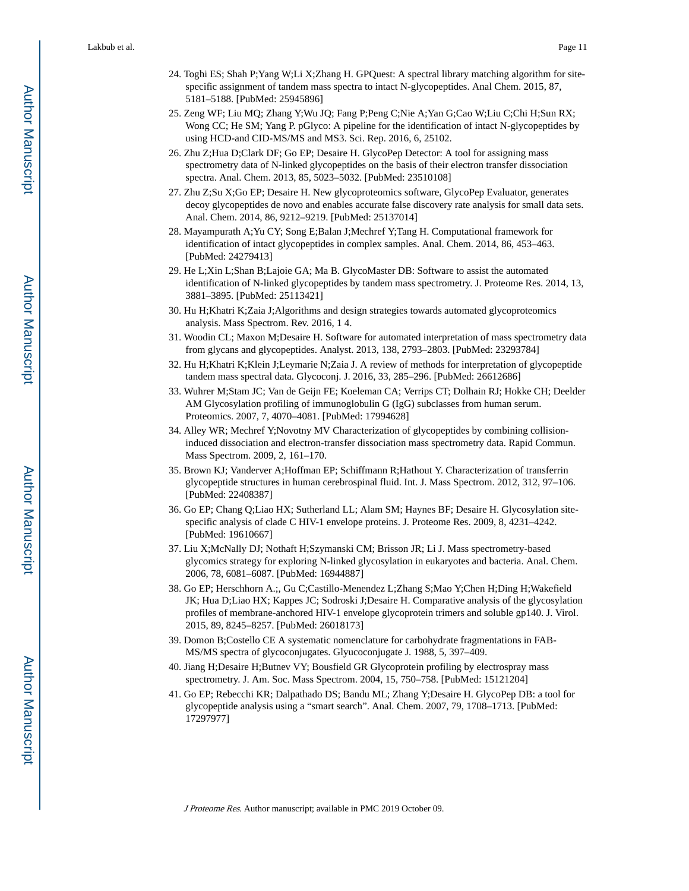24. Toghi ES; Shah P;Yang W;Li X;Zhang H. GPQuest: A spectral library matching algorithm for site-specific assignment of tandem mass spectra to intact N-glycopeptides. Anal Chem. 2015, 87, 5181–5188. [PubMed: 25945896]
25. Zeng WF; Liu MQ; Zhang Y;Wu JQ; Fang P;Peng C;Nie A;Yan G;Cao W;Liu C;Chi H;Sun RX; Wong CC; He SM; Yang P. pGlyco: A pipeline for the identification of intact N-glycopeptides by using HCD-and CID-MS/MS and MS3. Sci. Rep. 2016, 6, 25102.
26. Zhu Z;Hua D;Clark DF; Go EP; Desaire H. GlycoPep Detector: A tool for assigning mass spectrometry data of N-linked glycopeptides on the basis of their electron transfer dissociation spectra. Anal. Chem. 2013, 85, 5023–5032. [PubMed: 23510108]
27. Zhu Z;Su X;Go EP; Desaire H. New glycoproteomics software, GlycoPep Evaluator, generates decoy glycopeptides de novo and enables accurate false discovery rate analysis for small data sets. Anal. Chem. 2014, 86, 9212–9219. [PubMed: 25137014]
28. Mayampurath A;Yu CY; Song E;Balan J;Mechref Y;Tang H. Computational framework for identification of intact glycopeptides in complex samples. Anal. Chem. 2014, 86, 453–463. [PubMed: 24279413]
29. He L;Xin L;Shan B;Lajoie GA; Ma B. GlycoMaster DB: Software to assist the automated identification of N-linked glycopeptides by tandem mass spectrometry. J. Proteome Res. 2014, 13, 3881–3895. [PubMed: 25113421]
30. Hu H;Khatri K;Zaia J;Algorithms and design strategies towards automated glycoproteomics analysis. Mass Spectrom. Rev. 2016, 1 4.
31. Woodin CL; Maxon M;Desaire H. Software for automated interpretation of mass spectrometry data from glycans and glycopeptides. Analyst. 2013, 138, 2793–2803. [PubMed: 23293784]
32. Hu H;Khatri K;Klein J;Leymarie N;Zaia J. A review of methods for interpretation of glycopeptide tandem mass spectral data. Glycoconj. J. 2016, 33, 285–296. [PubMed: 26612686]
33. Wuhrer M;Stam JC; Van de Geijn FE; Koeleman CA; Verrips CT; Dolhain RJ; Hokke CH; Deelder AM Glycosylation profiling of immunoglobulin G (IgG) subclasses from human serum. Proteomics. 2007, 7, 4070–4081. [PubMed: 17994628]
34. Alley WR; Mechref Y;Novotny MV Characterization of glycopeptides by combining collision-induced dissociation and electron-transfer dissociation mass spectrometry data. Rapid Commun. Mass Spectrom. 2009, 2, 161–170.
35. Brown KJ; Vanderver A;Hoffman EP; Schiffmann R;Hathout Y. Characterization of transferrin glycopeptide structures in human cerebrospinal fluid. Int. J. Mass Spectrom. 2012, 312, 97–106. [PubMed: 22408387]
36. Go EP; Chang Q;Liao HX; Sutherland LL; Alam SM; Haynes BF; Desaire H. Glycosylation site-specific analysis of clade C HIV-1 envelope proteins. J. Proteome Res. 2009, 8, 4231–4242. [PubMed: 19610667]
37. Liu X;McNally DJ; Nothaft H;Szymanski CM; Brisson JR; Li J. Mass spectrometry-based glycomics strategy for exploring N-linked glycosylation in eukaryotes and bacteria. Anal. Chem. 2006, 78, 6081–6087. [PubMed: 16944887]
38. Go EP; Herschhorn A.;, Gu C;Castillo-Menendez L;Zhang S;Mao Y;Chen H;Ding H;Wakefield JK; Hua D;Liao HX; Kappes JC; Sodroski J;Desaire H. Comparative analysis of the glycosylation profiles of membrane-anchored HIV-1 envelope glycoprotein trimers and soluble gp140. J. Virol. 2015, 89, 8245–8257. [PubMed: 26018173]
39. Domon B;Costello CE A systematic nomenclature for carbohydrate fragmentations in FAB-MS/MS spectra of glycoconjugates. Glyucoconjugate J. 1988, 5, 397–409.
40. Jiang H;Desaire H;Butnev VY; Bousfield GR Glycoprotein profiling by electrospray mass spectrometry. J. Am. Soc. Mass Spectrom. 2004, 15, 750–758. [PubMed: 15121204]
41. Go EP; Rebecchi KR; Dalpathado DS; Bandu ML; Zhang Y;Desaire H. GlycoPep DB: a tool for glycopeptide analysis using a “smart search”. Anal. Chem. 2007, 79, 1708–1713. [PubMed: 17297977]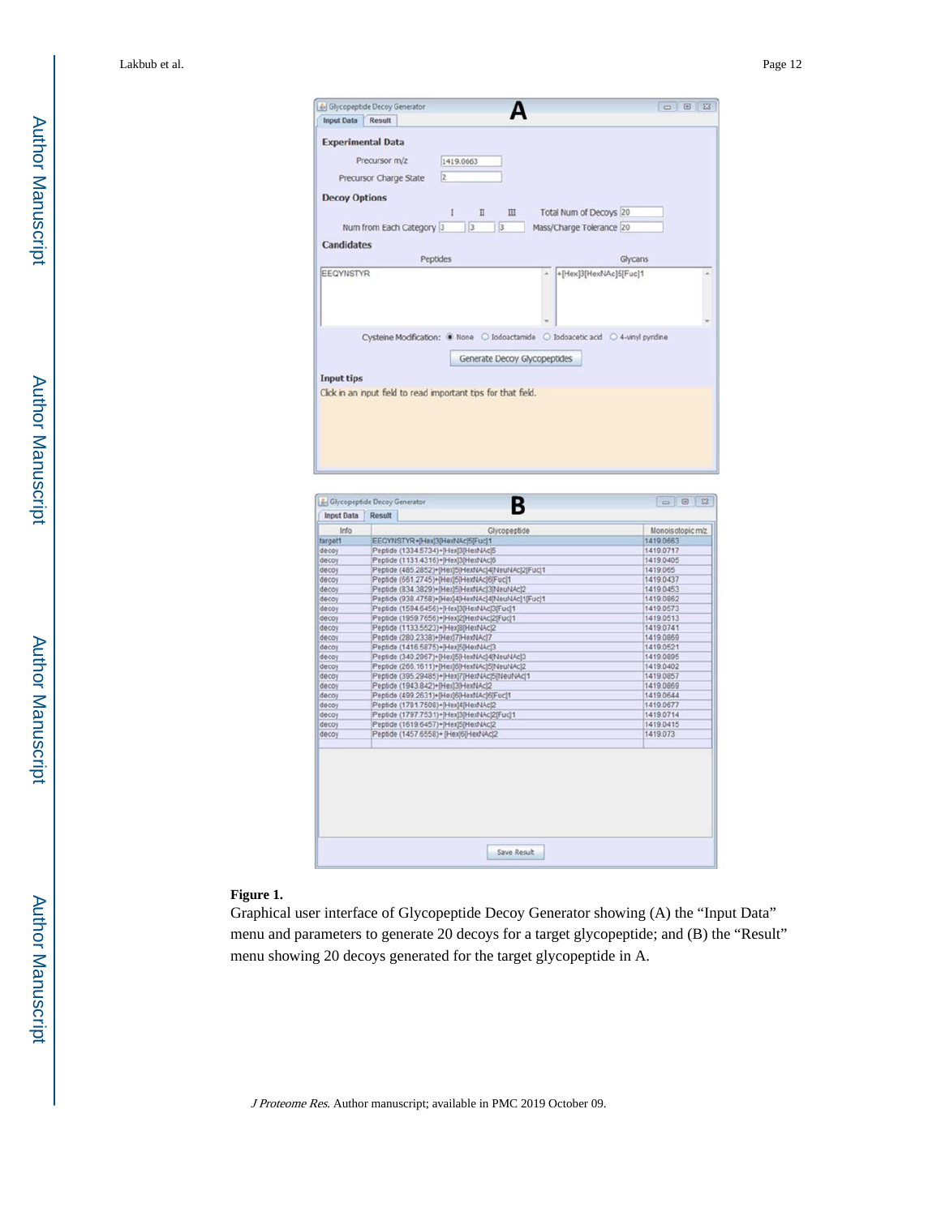**Figure 1.**

Graphical user interface of Glycopeptide Decoy Generator showing (A) the "Input Data" menu and parameters to generate 20 decoys for a target glycopeptide; and (B) the "Result" menu showing 20 decoys generated for the target glycopeptide in A.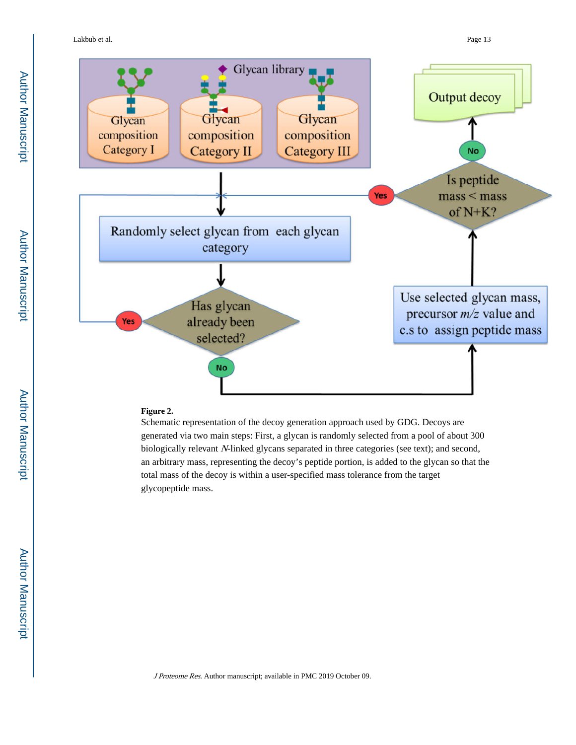**Figure 2.**

Schematic representation of the decoy generation approach used by GDG. Decoys are generated via two main steps: First, a glycan is randomly selected from a pool of about 300 biologically relevant *N*-linked glycans separated in three categories (see text); and second, an arbitrary mass, representing the decoy's peptide portion, is added to the glycan so that the total mass of the decoy is within a user-specified mass tolerance from the target glycopeptide mass.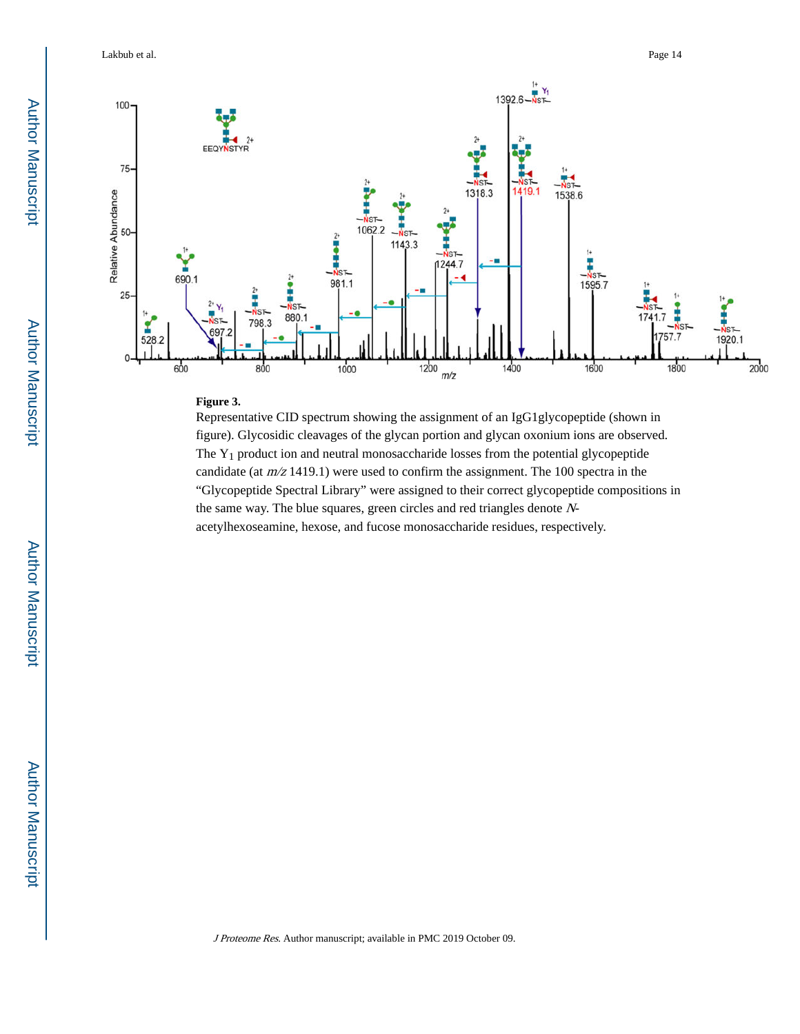**Figure 3.**

Representative CID spectrum showing the assignment of an IgG1glycopeptide (shown in figure). Glycosidic cleavages of the glycan portion and glycan oxonium ions are observed. The $Y_1$ product ion and neutral monosaccharide losses from the potential glycopeptide candidate (at *m/z* 1419.1) were used to confirm the assignment. The 100 spectra in the "Glycopeptide Spectral Library" were assigned to their correct glycopeptide compositions in the same way. The blue squares, green circles and red triangles denote *N*-acetylhexoseamine, hexose, and fucose monosaccharide residues, respectively.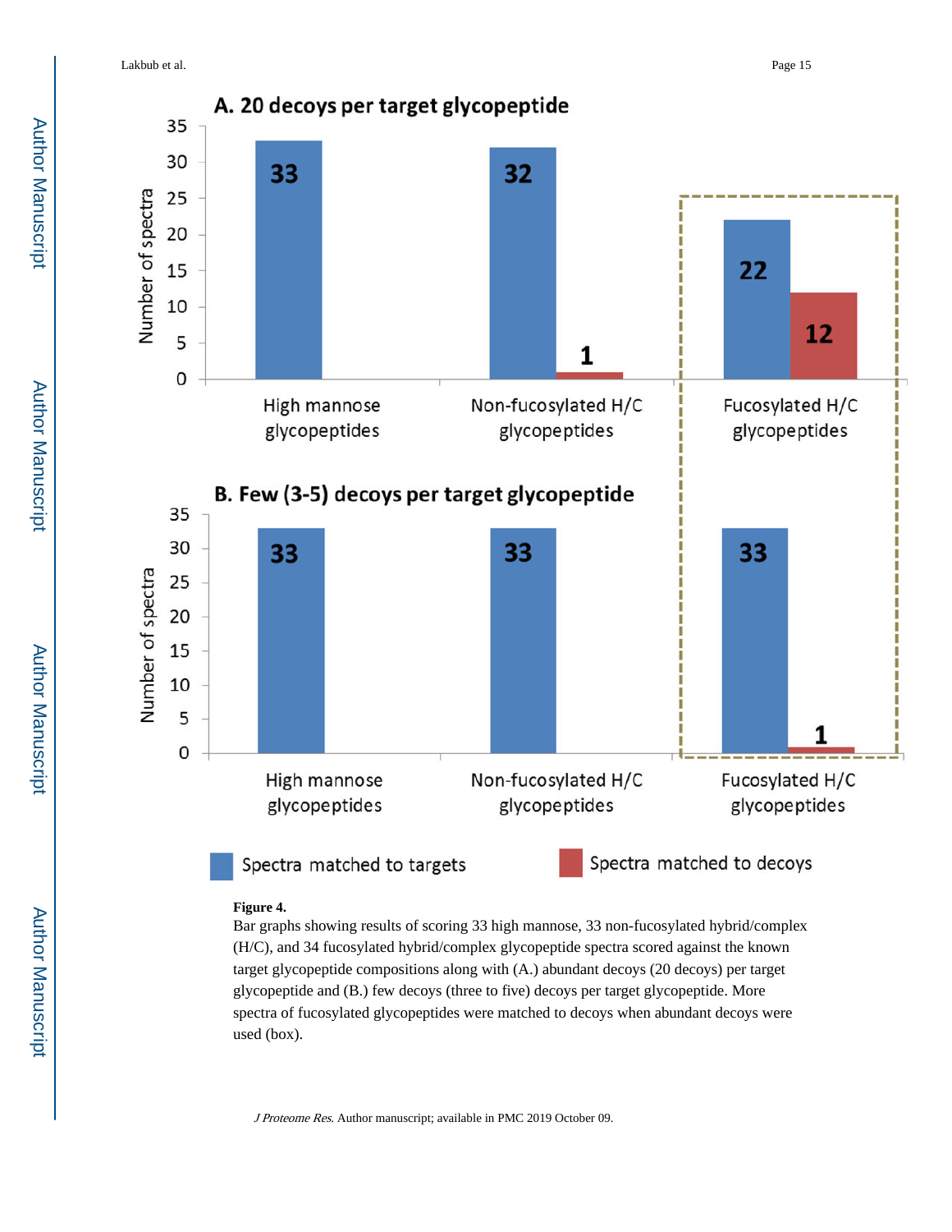A. 20 decoys per target glycopeptide

Number of spectra

35
30
25
20
15
10
5
0

33

32

1

22

12

High mannose glycopeptides

Non-fucosylated H/C glycopeptides

Fucosylated H/C glycopeptides

B. Few (3-5) decoys per target glycopeptide

Number of spectra

35
30
25
20
15
10
5
0

33

33

33

1

High mannose glycopeptides

Non-fucosylated H/C glycopeptides

Fucosylated H/C glycopeptides

Spectra matched to targets

Spectra matched to decoys

**Figure 4.**

Bar graphs showing results of scoring 33 high mannose, 33 non-fucosylated hybrid/complex (H/C), and 34 fucosylated hybrid/complex glycopeptide spectra scored against the known target glycopeptide compositions along with (A.) abundant decoys (20 decoys) per target glycopeptide and (B.) few decoys (three to five) decoys per target glycopeptide. More spectra of fucosylated glycopeptides were matched to decoys when abundant decoys were used (box).